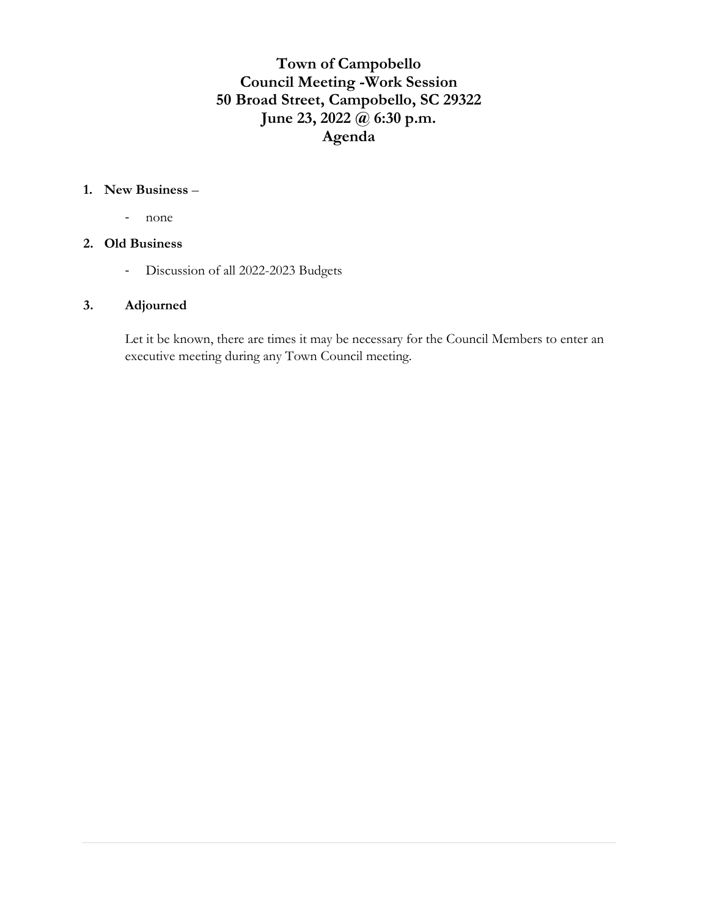# Town of Campobello
# Council Meeting -Work Session
# 50 Broad Street, Campobello, SC 29322
# June 23, 2022 @ 6:30 p.m.
# Agenda

1. **New Business** –
   - none

2. **Old Business**
   - Discussion of all 2022-2023 Budgets

3. **Adjourned**

   Let it be known, there are times it may be necessary for the Council Members to enter an executive meeting during any Town Council meeting.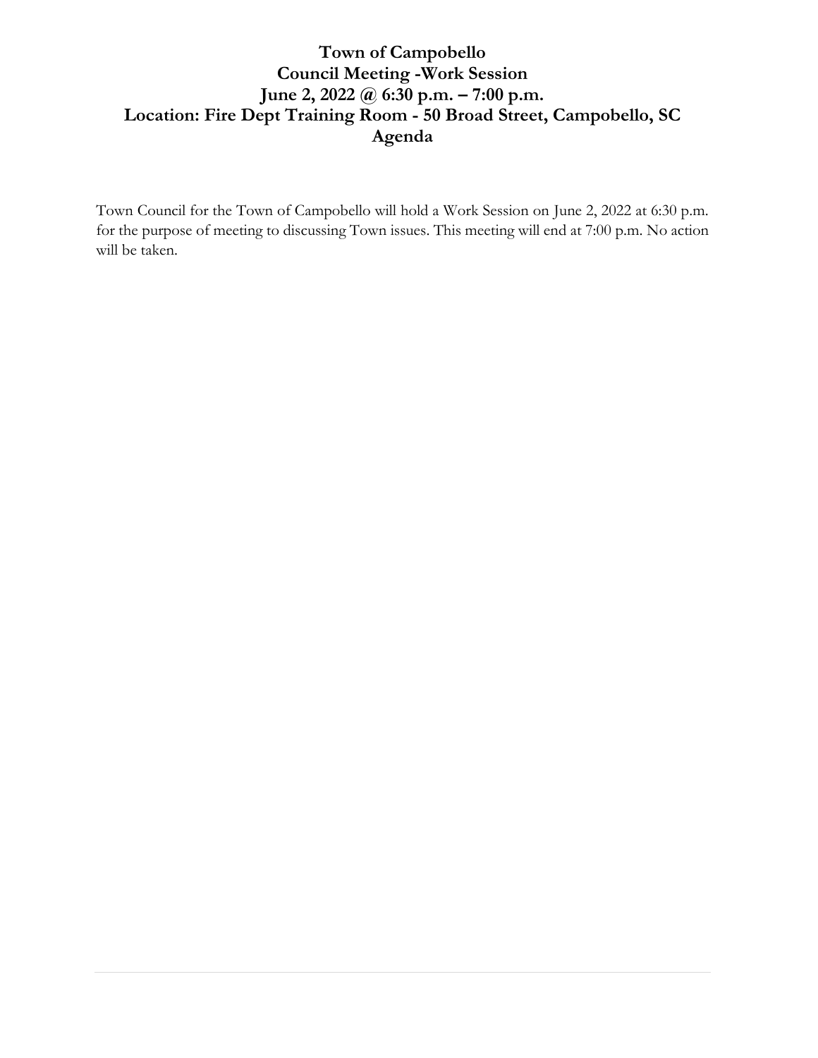# Town of Campobello
## Council Meeting -Work Session
## June 2, 2022 @ 6:30 p.m. – 7:00 p.m.
## Location: Fire Dept Training Room - 50 Broad Street, Campobello, SC
## Agenda

Town Council for the Town of Campobello will hold a Work Session on June 2, 2022 at 6:30 p.m. for the purpose of meeting to discussing Town issues. This meeting will end at 7:00 p.m. No action will be taken.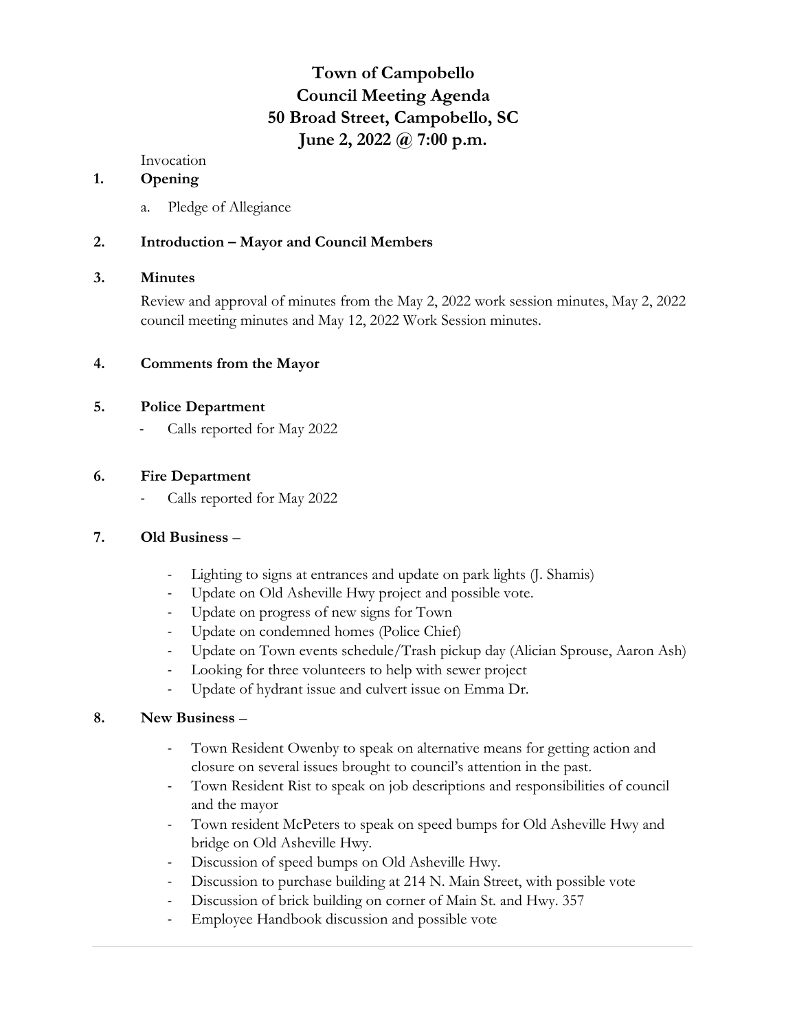# Town of Campobello
# Council Meeting Agenda
# 50 Broad Street, Campobello, SC
# June 2, 2022 @ 7:00 p.m.

Invocation

**1. Opening**

a. Pledge of Allegiance

**2. Introduction – Mayor and Council Members**

**3. Minutes**

Review and approval of minutes from the May 2, 2022 work session minutes, May 2, 2022 council meeting minutes and May 12, 2022 Work Session minutes.

**4. Comments from the Mayor**

**5. Police Department**

- Calls reported for May 2022

**6. Fire Department**

- Calls reported for May 2022

**7. Old Business** –

- Lighting to signs at entrances and update on park lights (J. Shamis)
- Update on Old Asheville Hwy project and possible vote.
- Update on progress of new signs for Town
- Update on condemned homes (Police Chief)
- Update on Town events schedule/Trash pickup day (Alician Sprouse, Aaron Ash)
- Looking for three volunteers to help with sewer project
- Update of hydrant issue and culvert issue on Emma Dr.

**8. New Business** –

- Town Resident Owenby to speak on alternative means for getting action and closure on several issues brought to council's attention in the past.
- Town Resident Rist to speak on job descriptions and responsibilities of council and the mayor
- Town resident McPeters to speak on speed bumps for Old Asheville Hwy and bridge on Old Asheville Hwy.
- Discussion of speed bumps on Old Asheville Hwy.
- Discussion to purchase building at 214 N. Main Street, with possible vote
- Discussion of brick building on corner of Main St. and Hwy. 357
- Employee Handbook discussion and possible vote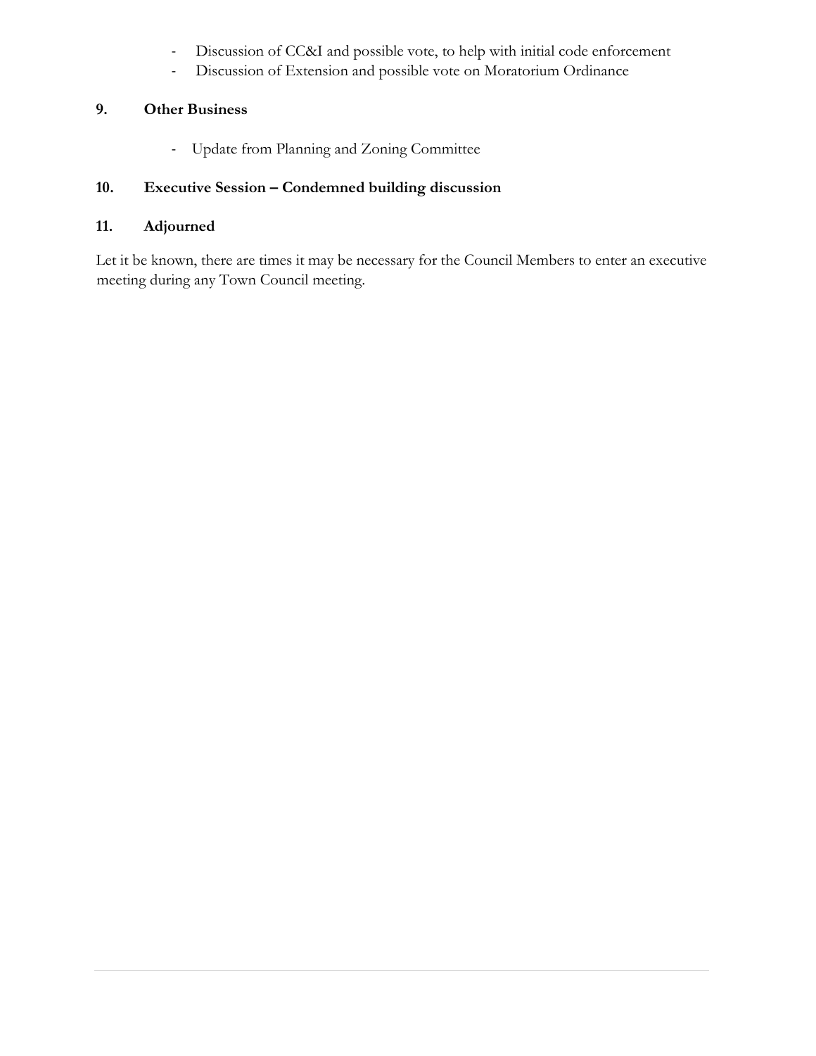- Discussion of CC&I and possible vote, to help with initial code enforcement
- Discussion of Extension and possible vote on Moratorium Ordinance

**9. Other Business**

- Update from Planning and Zoning Committee

**10. Executive Session – Condemned building discussion**

**11. Adjourned**

Let it be known, there are times it may be necessary for the Council Members to enter an executive meeting during any Town Council meeting.